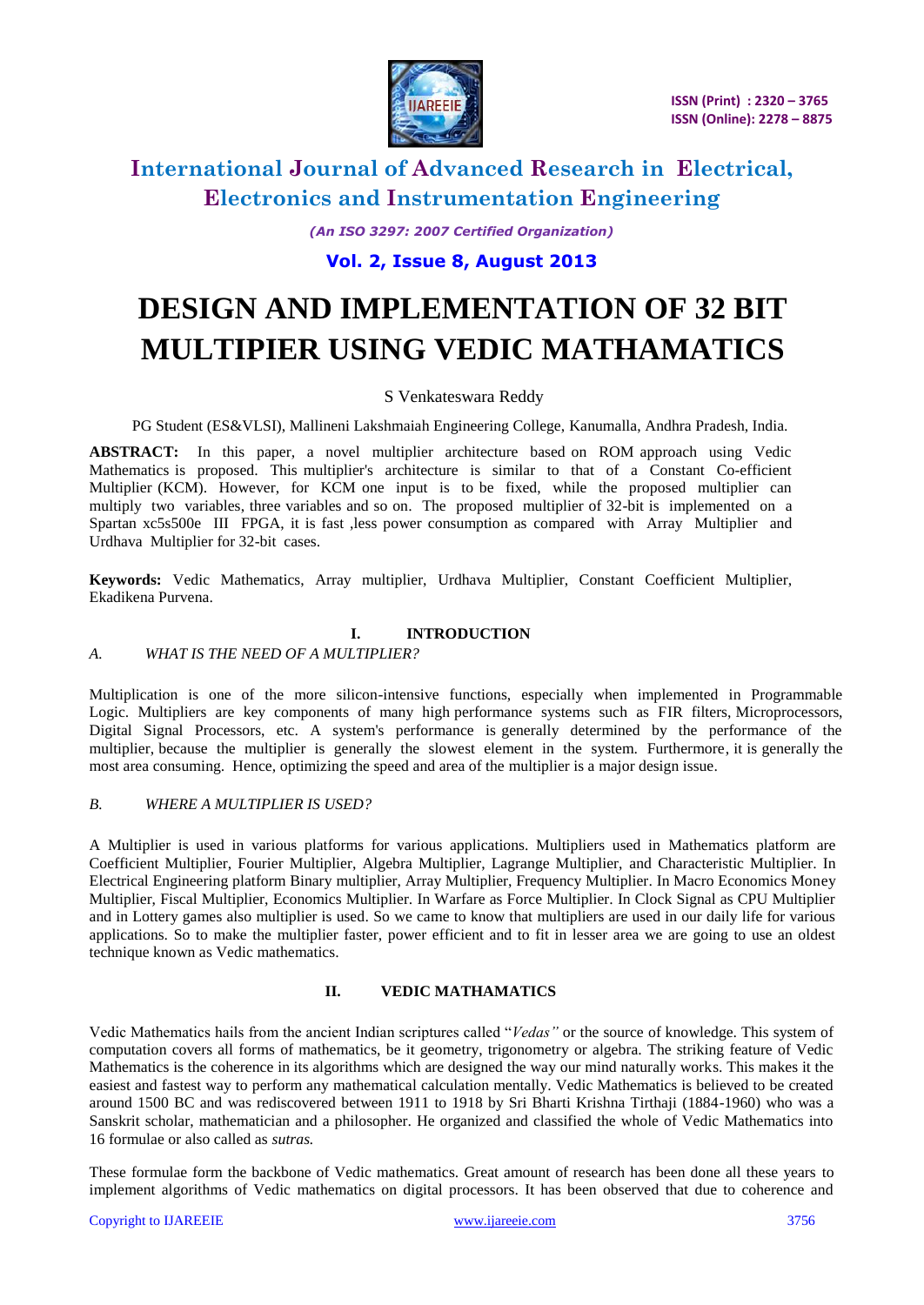# International Journal of Advanced Research in Electrical, Electronics and Instrumentation Engineering

*(An ISO 3297: 2007 Certified Organization)*

**Vol. 2, Issue 8, August 2013**

# DESIGN AND IMPLEMENTATION OF 32 BIT MULTIPIER USING VEDIC MATHAMATICS

S Venkateswara Reddy

PG Student (ES&VLSI), Mallineni Lakshmaiah Engineering College, Kanumalla, Andhra Pradesh, India.

**ABSTRACT:** In this paper, a novel multiplier architecture based on ROM approach using Vedic Mathematics is proposed. This multiplier's architecture is similar to that of a Constant Co-efficient Multiplier (KCM). However, for KCM one input is to be fixed, while the proposed multiplier can multiply two variables, three variables and so on. The proposed multiplier of 32-bit is implemented on a Spartan xc5s500e III FPGA, it is fast ,less power consumption as compared with Array Multiplier and Urdhava Multiplier for 32-bit cases.

**Keywords:** Vedic Mathematics, Array multiplier, Urdhava Multiplier, Constant Coefficient Multiplier, Ekadikena Purvena.

## I. INTRODUCTION

### *A. WHAT IS THE NEED OF A MULTIPLIER?*

Multiplication is one of the more silicon-intensive functions, especially when implemented in Programmable Logic. Multipliers are key components of many high performance systems such as FIR filters, Microprocessors, Digital Signal Processors, etc. A system's performance is generally determined by the performance of the multiplier, because the multiplier is generally the slowest element in the system. Furthermore, it is generally the most area consuming. Hence, optimizing the speed and area of the multiplier is a major design issue.

### *B. WHERE A MULTIPLIER IS USED?*

A Multiplier is used in various platforms for various applications. Multipliers used in Mathematics platform are Coefficient Multiplier, Fourier Multiplier, Algebra Multiplier, Lagrange Multiplier, and Characteristic Multiplier. In Electrical Engineering platform Binary multiplier, Array Multiplier, Frequency Multiplier. In Macro Economics Money Multiplier, Fiscal Multiplier, Economics Multiplier. In Warfare as Force Multiplier. In Clock Signal as CPU Multiplier and in Lottery games also multiplier is used. So we came to know that multipliers are used in our daily life for various applications. So to make the multiplier faster, power efficient and to fit in lesser area we are going to use an oldest technique known as Vedic mathematics.

## II. VEDIC MATHAMATICS

Vedic Mathematics hails from the ancient Indian scriptures called "*Vedas"* or the source of knowledge. This system of computation covers all forms of mathematics, be it geometry, trigonometry or algebra. The striking feature of Vedic Mathematics is the coherence in its algorithms which are designed the way our mind naturally works. This makes it the easiest and fastest way to perform any mathematical calculation mentally. Vedic Mathematics is believed to be created around 1500 BC and was rediscovered between 1911 to 1918 by Sri Bharti Krishna Tirthaji (1884-1960) who was a Sanskrit scholar, mathematician and a philosopher. He organized and classified the whole of Vedic Mathematics into 16 formulae or also called as *sutras.*

These formulae form the backbone of Vedic mathematics. Great amount of research has been done all these years to implement algorithms of Vedic mathematics on digital processors. It has been observed that due to coherence and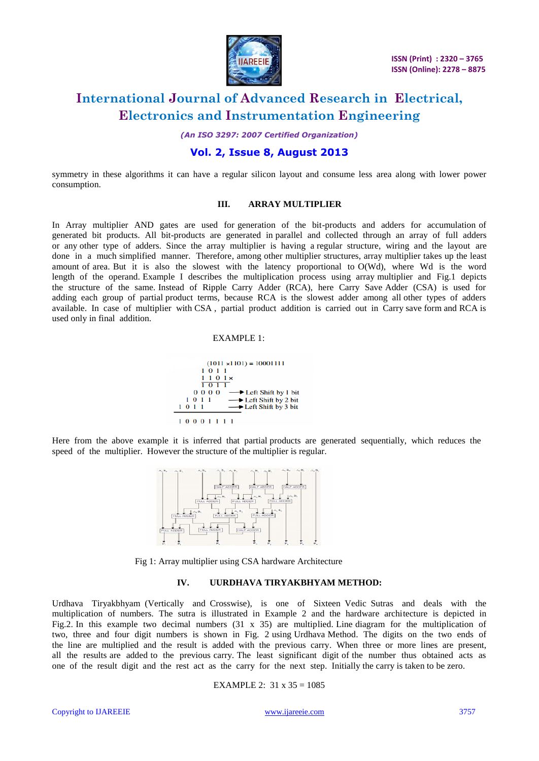symmetry in these algorithms it can have a regular silicon layout and consume less area along with lower power consumption.

## III. ARRAY MULTIPLIER

In Array multiplier AND gates are used for generation of the bit-products and adders for accumulation of generated bit products. All bit-products are generated in parallel and collected through an array of full adders or any other type of adders. Since the array multiplier is having a regular structure, wiring and the layout are done in a much simplified manner. Therefore, among other multiplier structures, array multiplier takes up the least amount of area. But it is also the slowest with the latency proportional to O(Wd), where Wd is the word length of the operand. Example I describes the multiplication process using array multiplier and Fig.1 depicts the structure of the same. Instead of Ripple Carry Adder (RCA), here Carry Save Adder (CSA) is used for adding each group of partial product terms, because RCA is the slowest adder among all other types of adders available. In case of multiplier with CSA, partial product addition is carried out in Carry save form and RCA is used only in final addition.

EXAMPLE 1:

```
(1011 x1101) = 10001111
      1 0 1 1
      1 1 0 1 ×
      1 0 1 1
    0 0 0 0      ──► Left Shift by 1 bit
  1 0 1 1        ──► Left Shift by 2 bit
1 0 1 1          ──► Left Shift by 3 bit

1 0 0 0 1 1 1 1
```

Here from the above example it is inferred that partial products are generated sequentially, which reduces the speed of the multiplier. However the structure of the multiplier is regular.

Fig 1: Array multiplier using CSA hardware Architecture

## IV. URDHAVA TIRYAKBHYAM METHOD:

Urdhava Tiryakbhyam (Vertically and Crosswise), is one of Sixteen Vedic Sutras and deals with the multiplication of numbers. The sutra is illustrated in Example 2 and the hardware architecture is depicted in Fig.2. In this example two decimal numbers (31 x 35) are multiplied. Line diagram for the multiplication of two, three and four digit numbers is shown in Fig. 2 using Urdhava Method. The digits on the two ends of the line are multiplied and the result is added with the previous carry. When three or more lines are present, all the results are added to the previous carry. The least significant digit of the number thus obtained acts as one of the result digit and the rest act as the carry for the next step. Initially the carry is taken to be zero.

EXAMPLE 2: 31 x 35 = 1085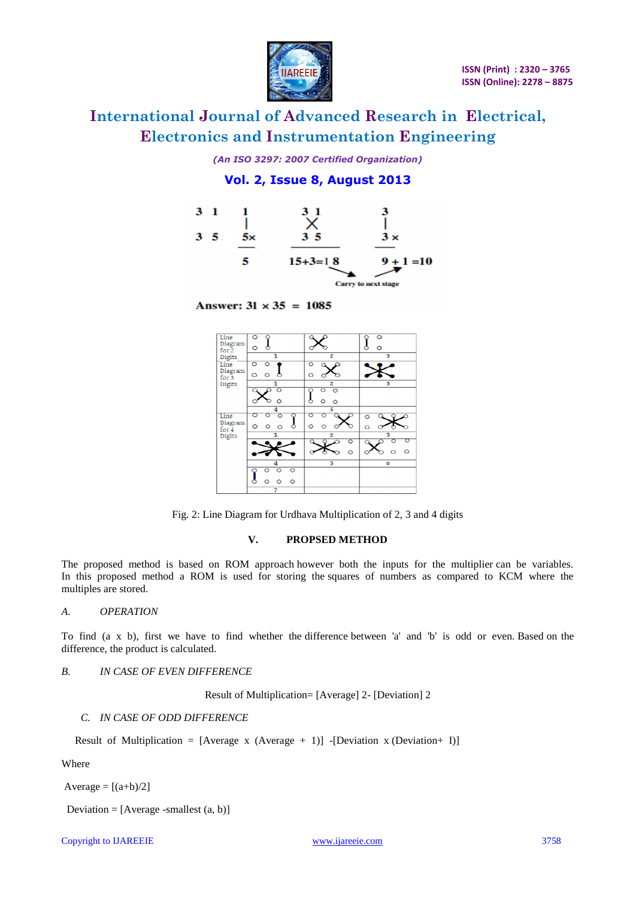Answer: 31 × 35 = 1085

Fig. 2: Line Diagram for Urdhava Multiplication of 2, 3 and 4 digits

## V. PROPSED METHOD

The proposed method is based on ROM approach however both the inputs for the multiplier can be variables. In this proposed method a ROM is used for storing the squares of numbers as compared to KCM where the multiples are stored.

### A. OPERATION

To find (a x b), first we have to find whether the difference between 'a' and 'b' is odd or even. Based on the difference, the product is calculated.

### B. IN CASE OF EVEN DIFFERENCE

Result of Multiplication= [Average] 2- [Deviation] 2

### C. IN CASE OF ODD DIFFERENCE

Result of Multiplication = [Average x (Average + 1)] -[Deviation x (Deviation+ I)]

Where

Average = [(a+b)/2]

Deviation = [Average -smallest (a, b)]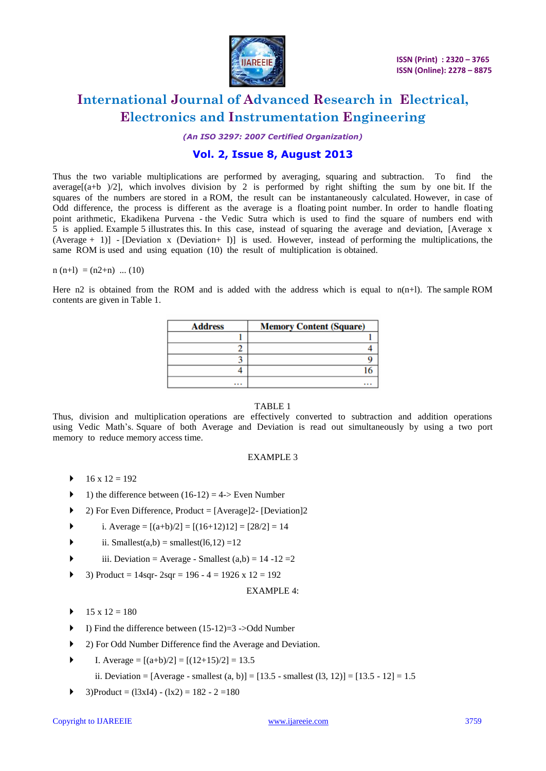Thus the two variable multiplications are performed by averaging, squaring and subtraction. To find the average[(a+b )/2], which involves division by 2 is performed by right shifting the sum by one bit. If the squares of the numbers are stored in a ROM, the result can be instantaneously calculated. However, in case of Odd difference, the process is different as the average is a floating point number. In order to handle floating point arithmetic, Ekadikena Purvena - the Vedic Sutra which is used to find the square of numbers end with 5 is applied. Example 5 illustrates this. In this case, instead of squaring the average and deviation, [Average x (Average + 1)] - [Deviation x (Deviation+ I)] is used. However, instead of performing the multiplications, the same ROM is used and using equation (10) the result of multiplication is obtained.

n (n+l) = (n2+n) ... (10)

Here n2 is obtained from the ROM and is added with the address which is equal to n(n+l). The sample ROM contents are given in Table 1.

| Address | Memory Content (Square) |
|---:|---:|
| 1 | 1 |
| 2 | 4 |
| 3 | 9 |
| 4 | 16 |
| ... | ... |

TABLE 1

Thus, division and multiplication operations are effectively converted to subtraction and addition operations using Vedic Math's. Square of both Average and Deviation is read out simultaneously by using a two port memory to reduce memory access time.

EXAMPLE 3

- 16 x 12 = 192
- 1) the difference between (16-12) = 4-> Even Number
- 2) For Even Difference, Product = [Average]2- [Deviation]2
- i. Average = [(a+b)/2] = [(16+12)12] = [28/2] = 14
- ii. Smallest(a,b) = smallest(l6,12) =12
- iii. Deviation = Average - Smallest (a,b) = 14 -12 =2
- 3) Product = 14sqr- 2sqr = 196 - 4 = 1926 x 12 = 192

EXAMPLE 4:

- 15 x 12 = 180
- I) Find the difference between (15-12)=3 ->Odd Number
- 2) For Odd Number Difference find the Average and Deviation.
- I. Average = [(a+b)/2] = [(12+15)/2] = 13.5

  ii. Deviation = [Average - smallest (a, b)] = [13.5 - smallest (l3, 12)] = [13.5 - 12] = 1.5
- 3)Product = (l3xI4) - (lx2) = 182 - 2 =180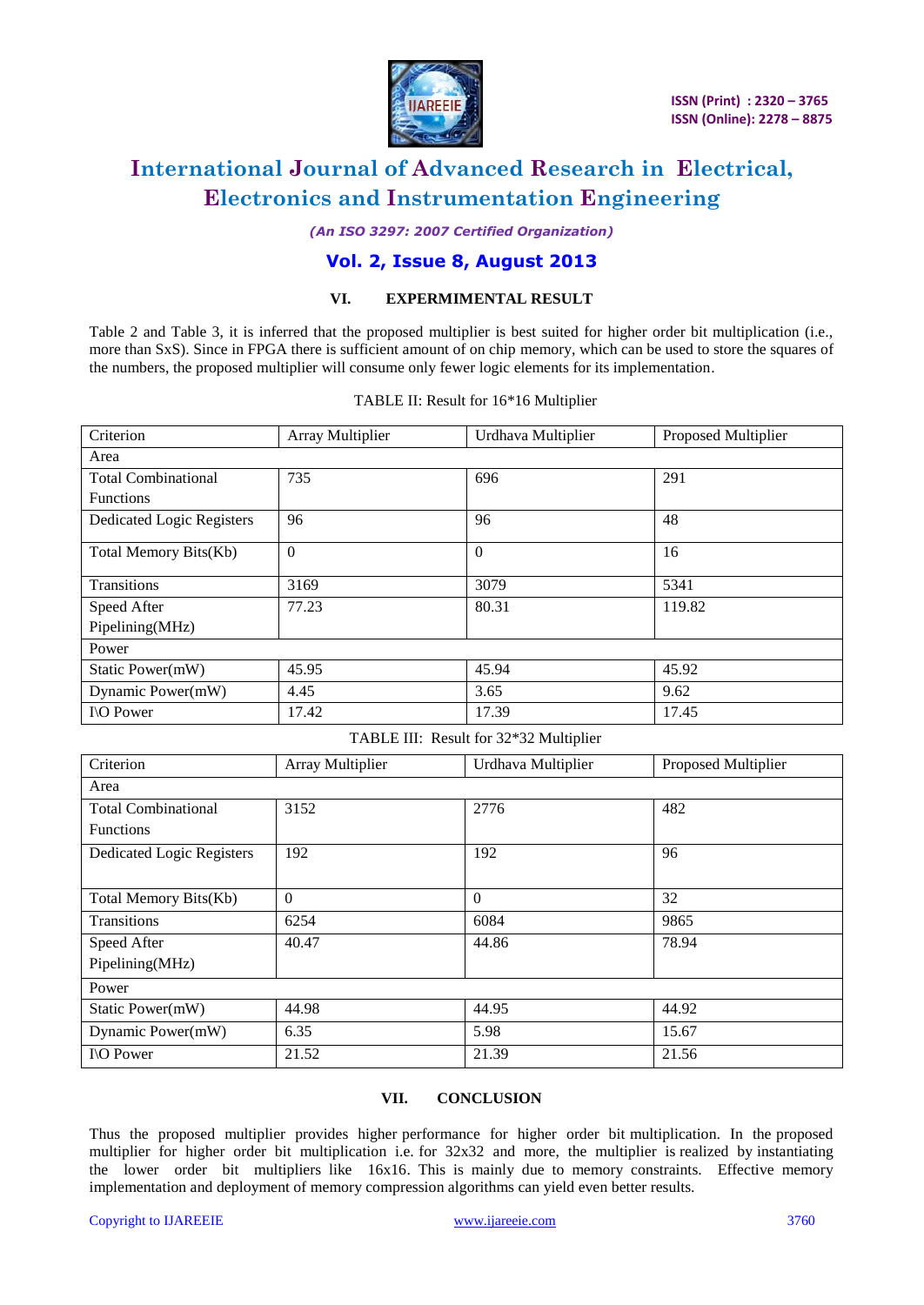## VI. EXPERMIMENTAL RESULT

Table 2 and Table 3, it is inferred that the proposed multiplier is best suited for higher order bit multiplication (i.e., more than SxS). Since in FPGA there is sufficient amount of on chip memory, which can be used to store the squares of the numbers, the proposed multiplier will consume only fewer logic elements for its implementation.

TABLE II: Result for 16*16 Multiplier

| Criterion | Array Multiplier | Urdhava Multiplier | Proposed Multiplier |
|---|---|---|---|
| Area | | | |
| Total Combinational Functions | 735 | 696 | 291 |
| Dedicated Logic Registers | 96 | 96 | 48 |
| Total Memory Bits(Kb) | 0 | 0 | 16 |
| Transitions | 3169 | 3079 | 5341 |
| Speed After Pipelining(MHz) | 77.23 | 80.31 | 119.82 |
| Power | | | |
| Static Power(mW) | 45.95 | 45.94 | 45.92 |
| Dynamic Power(mW) | 4.45 | 3.65 | 9.62 |
| I\O Power | 17.42 | 17.39 | 17.45 |

TABLE III: Result for 32*32 Multiplier

| Criterion | Array Multiplier | Urdhava Multiplier | Proposed Multiplier |
|---|---|---|---|
| Area | | | |
| Total Combinational Functions | 3152 | 2776 | 482 |
| Dedicated Logic Registers | 192 | 192 | 96 |
| Total Memory Bits(Kb) | 0 | 0 | 32 |
| Transitions | 6254 | 6084 | 9865 |
| Speed After Pipelining(MHz) | 40.47 | 44.86 | 78.94 |
| Power | | | |
| Static Power(mW) | 44.98 | 44.95 | 44.92 |
| Dynamic Power(mW) | 6.35 | 5.98 | 15.67 |
| I\O Power | 21.52 | 21.39 | 21.56 |

## VII. CONCLUSION

Thus the proposed multiplier provides higher performance for higher order bit multiplication. In the proposed multiplier for higher order bit multiplication i.e. for 32x32 and more, the multiplier is realized by instantiating the lower order bit multipliers like 16x16. This is mainly due to memory constraints. Effective memory implementation and deployment of memory compression algorithms can yield even better results.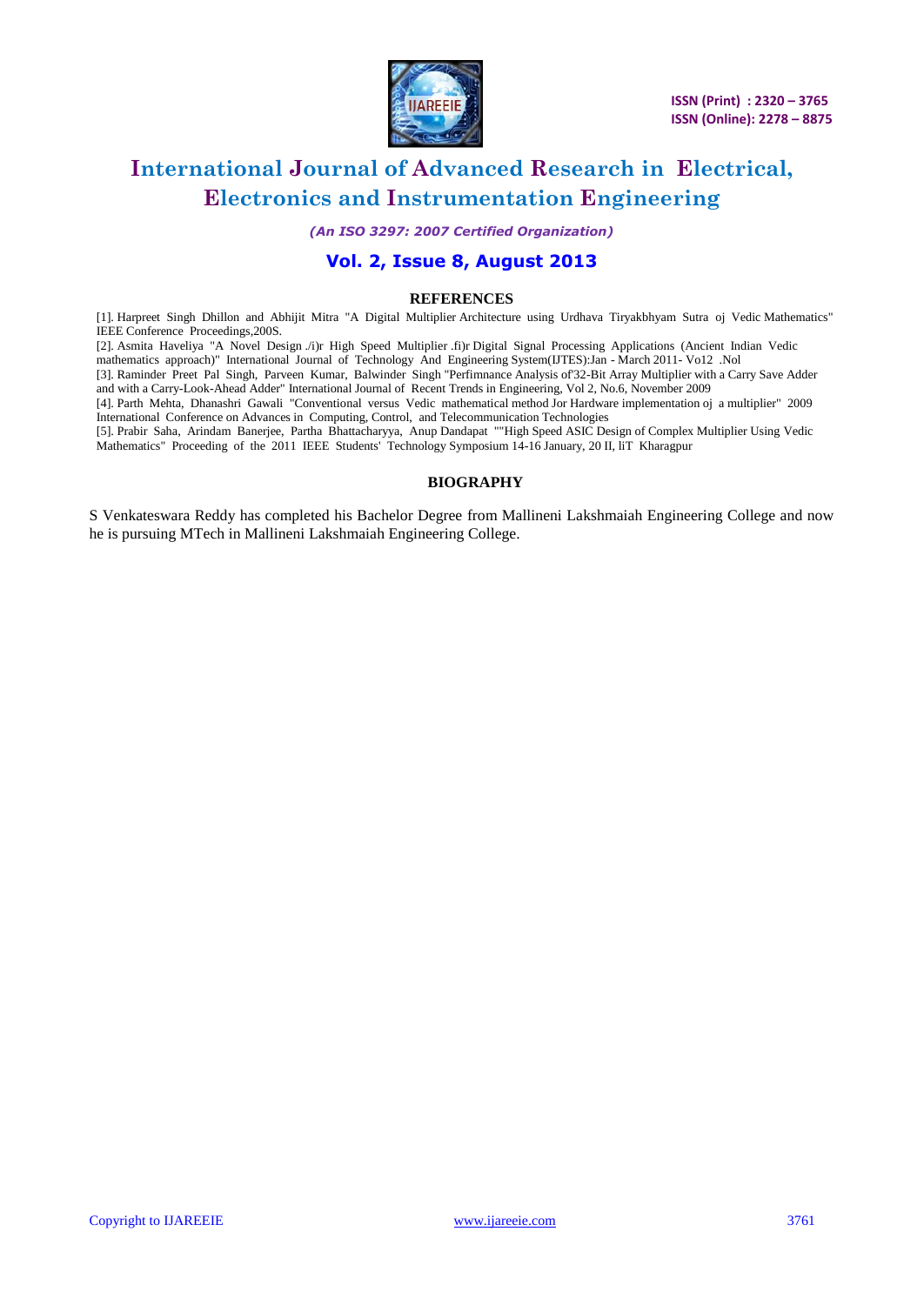### REFERENCES

[1]. Harpreet Singh Dhillon and Abhijit Mitra "A Digital Multiplier Architecture using Urdhava Tiryakbhyam Sutra oj Vedic Mathematics" IEEE Conference Proceedings,200S.

[2]. Asmita Haveliya "A Novel Design ./i)r High Speed Multiplier .fi)r Digital Signal Processing Applications (Ancient Indian Vedic mathematics approach)" International Journal of Technology And Engineering System(IJTES):Jan - March 2011- Vo12 .Nol

[3]. Raminder Preet Pal Singh, Parveen Kumar, Balwinder Singh "Perfimnance Analysis of'32-Bit Array Multiplier with a Carry Save Adder and with a Carry-Look-Ahead Adder" International Journal of Recent Trends in Engineering, Vol 2, No.6, November 2009

[4]. Parth Mehta, Dhanashri Gawali "Conventional versus Vedic mathematical method Jor Hardware implementation oj a multiplier" 2009 International Conference on Advances in Computing, Control, and Telecommunication Technologies

[5]. Prabir Saha, Arindam Banerjee, Partha Bhattacharyya, Anup Dandapat ""High Speed ASIC Design of Complex Multiplier Using Vedic Mathematics" Proceeding of the 2011 IEEE Students' Technology Symposium 14-16 January, 20 II, liT Kharagpur

### BIOGRAPHY

S Venkateswara Reddy has completed his Bachelor Degree from Mallineni Lakshmaiah Engineering College and now he is pursuing MTech in Mallineni Lakshmaiah Engineering College.